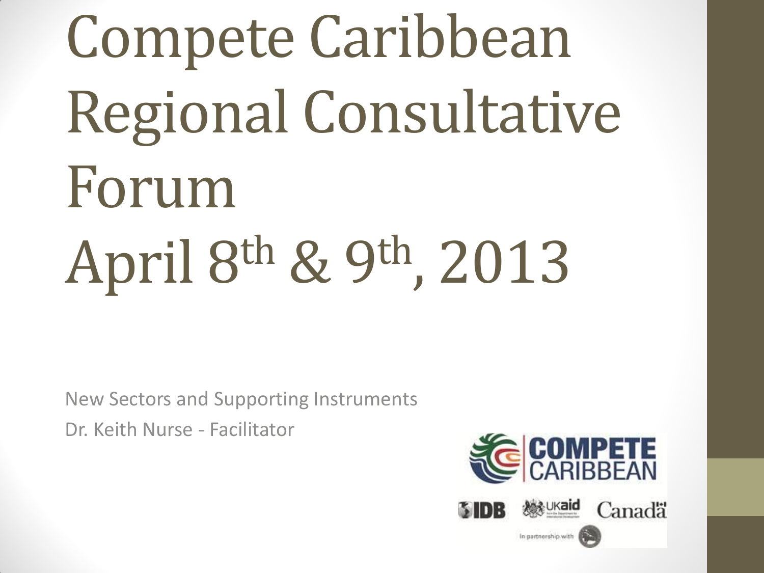# Compete Caribbean Regional Consultative Forum April 8th & 9th, 2013

New Sectors and Supporting Instruments

Dr. Keith Nurse - Facilitator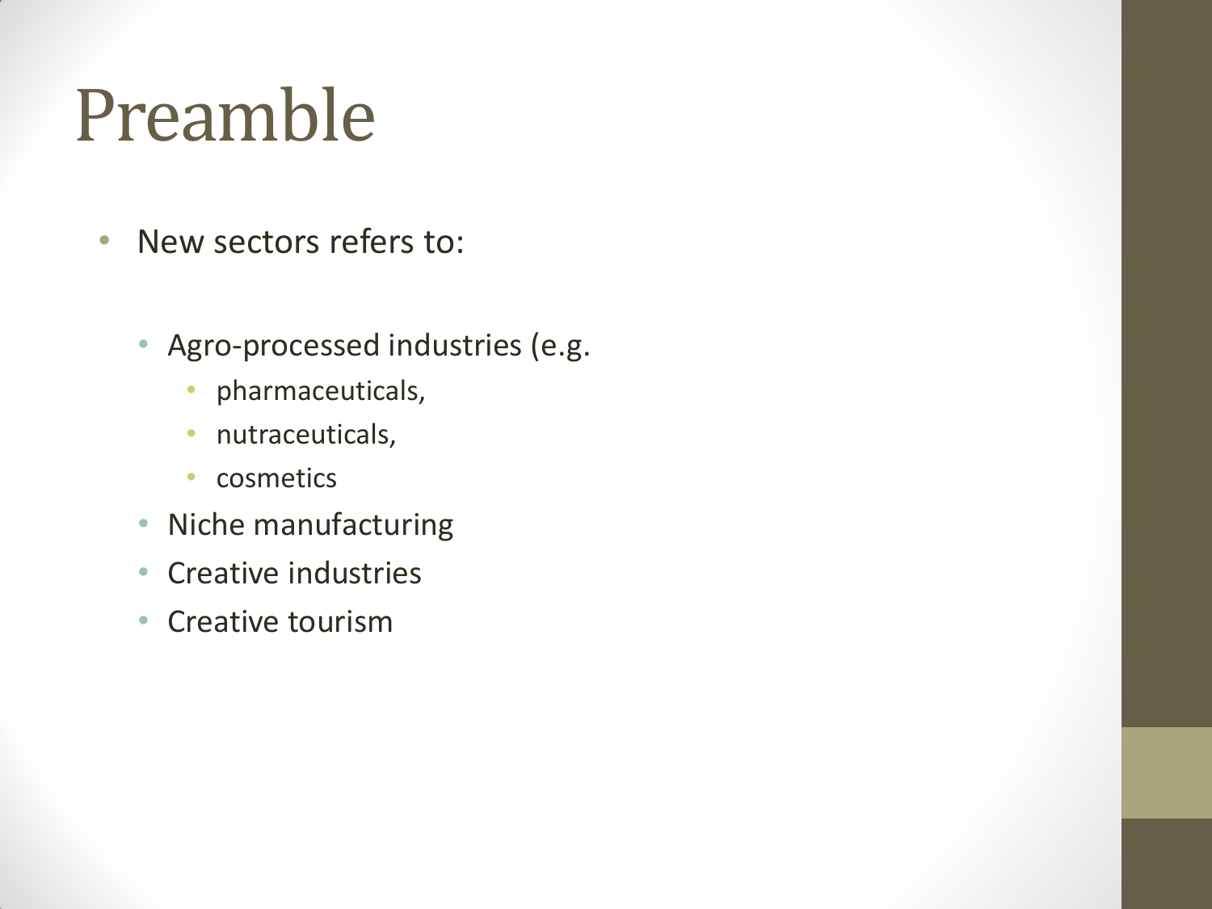# Preamble

- New sectors refers to:
  - Agro-processed industries (e.g.
    - pharmaceuticals,
    - nutraceuticals,
    - cosmetics
  - Niche manufacturing
  - Creative industries
  - Creative tourism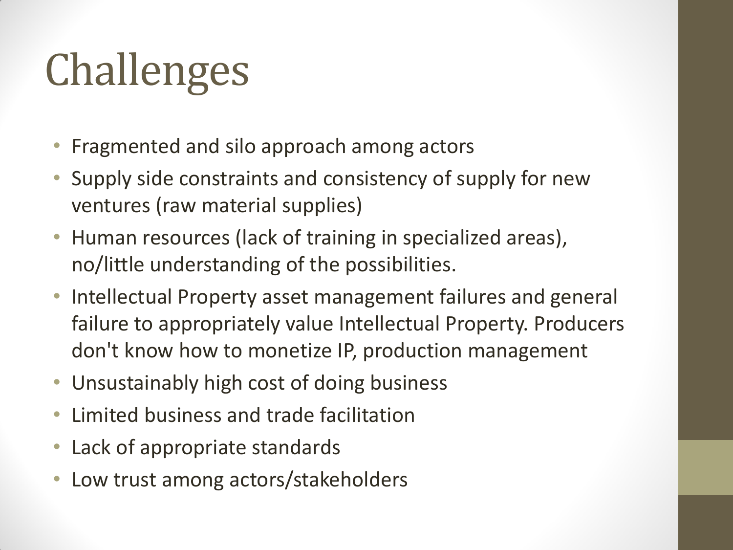# Challenges

- Fragmented and silo approach among actors
- Supply side constraints and consistency of supply for new ventures (raw material supplies)
- Human resources (lack of training in specialized areas), no/little understanding of the possibilities.
- Intellectual Property asset management failures and general failure to appropriately value Intellectual Property. Producers don't know how to monetize IP, production management
- Unsustainably high cost of doing business
- Limited business and trade facilitation
- Lack of appropriate standards
- Low trust among actors/stakeholders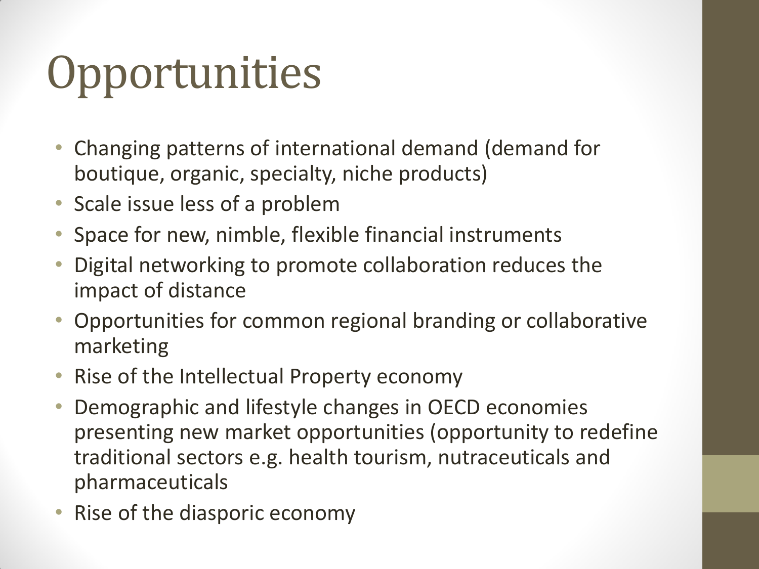# Opportunities

- Changing patterns of international demand (demand for boutique, organic, specialty, niche products)
- Scale issue less of a problem
- Space for new, nimble, flexible financial instruments
- Digital networking to promote collaboration reduces the impact of distance
- Opportunities for common regional branding or collaborative marketing
- Rise of the Intellectual Property economy
- Demographic and lifestyle changes in OECD economies presenting new market opportunities (opportunity to redefine traditional sectors e.g. health tourism, nutraceuticals and pharmaceuticals
- Rise of the diasporic economy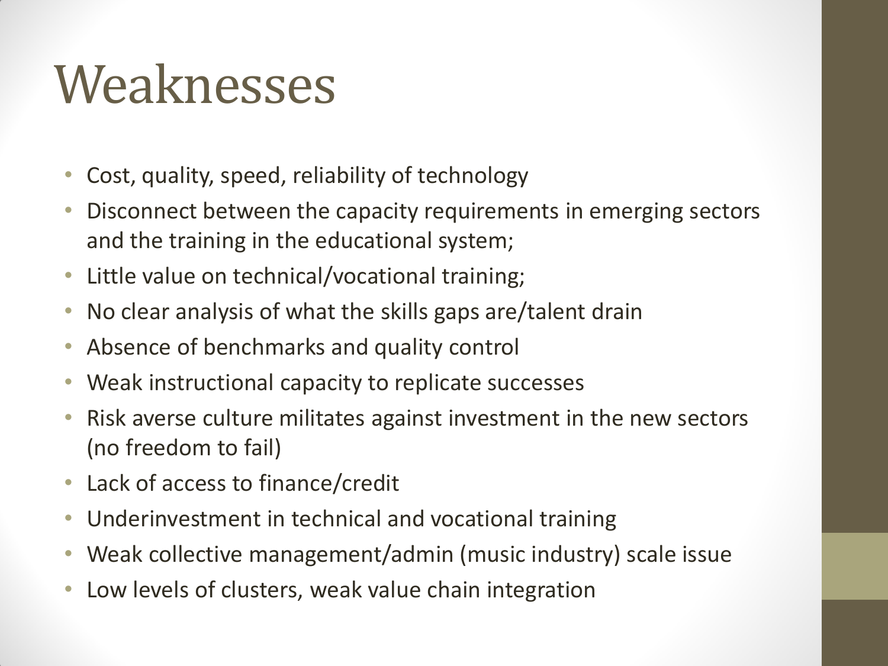# Weaknesses

- Cost, quality, speed, reliability of technology
- Disconnect between the capacity requirements in emerging sectors and the training in the educational system;
- Little value on technical/vocational training;
- No clear analysis of what the skills gaps are/talent drain
- Absence of benchmarks and quality control
- Weak instructional capacity to replicate successes
- Risk averse culture militates against investment in the new sectors (no freedom to fail)
- Lack of access to finance/credit
- Underinvestment in technical and vocational training
- Weak collective management/admin (music industry) scale issue
- Low levels of clusters, weak value chain integration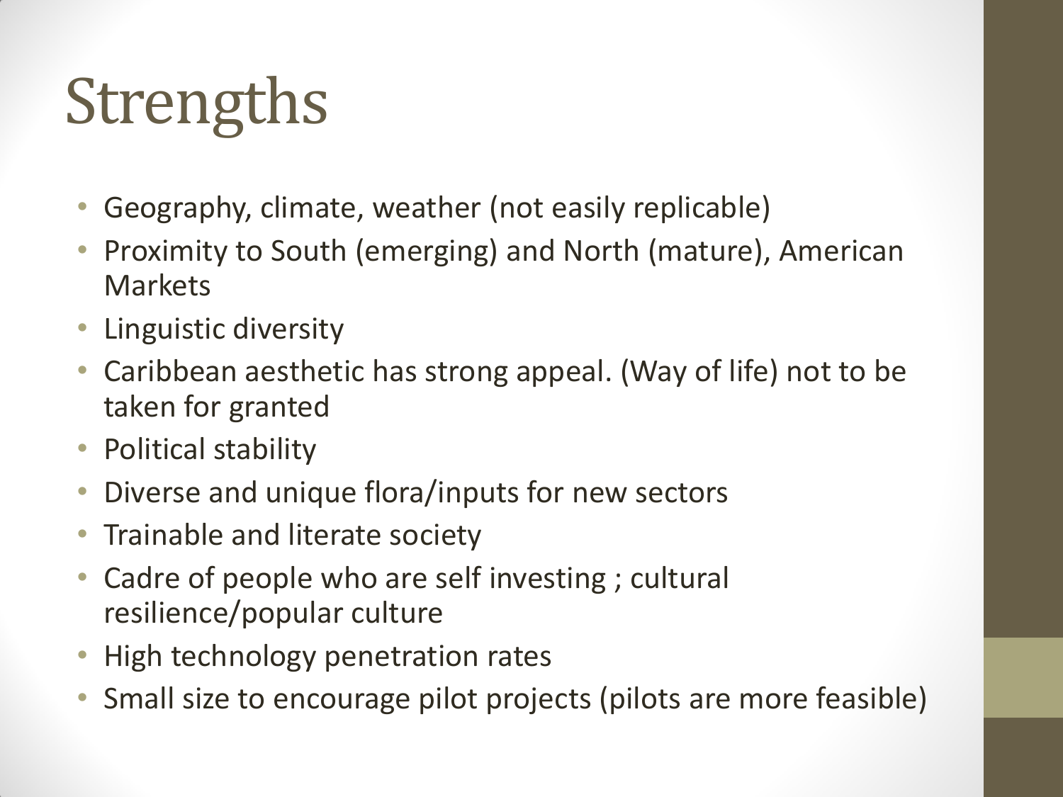# Strengths

- Geography, climate, weather (not easily replicable)
- Proximity to South (emerging) and North (mature), American Markets
- Linguistic diversity
- Caribbean aesthetic has strong appeal. (Way of life) not to be taken for granted
- Political stability
- Diverse and unique flora/inputs for new sectors
- Trainable and literate society
- Cadre of people who are self investing ; cultural resilience/popular culture
- High technology penetration rates
- Small size to encourage pilot projects (pilots are more feasible)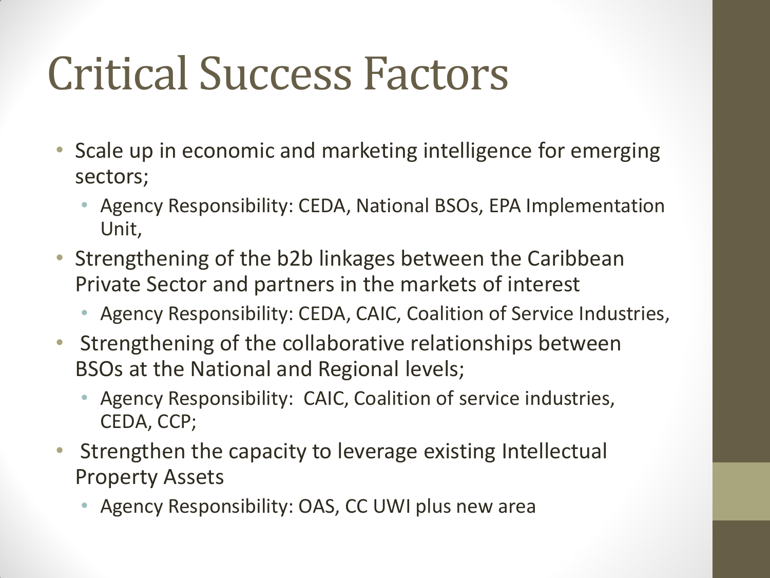# Critical Success Factors

- Scale up in economic and marketing intelligence for emerging sectors;
  - Agency Responsibility: CEDA, National BSOs, EPA Implementation Unit,
- Strengthening of the b2b linkages between the Caribbean Private Sector and partners in the markets of interest
  - Agency Responsibility: CEDA, CAIC, Coalition of Service Industries,
- Strengthening of the collaborative relationships between BSOs at the National and Regional levels;
  - Agency Responsibility: CAIC, Coalition of service industries, CEDA, CCP;
- Strengthen the capacity to leverage existing Intellectual Property Assets
  - Agency Responsibility: OAS, CC UWI plus new area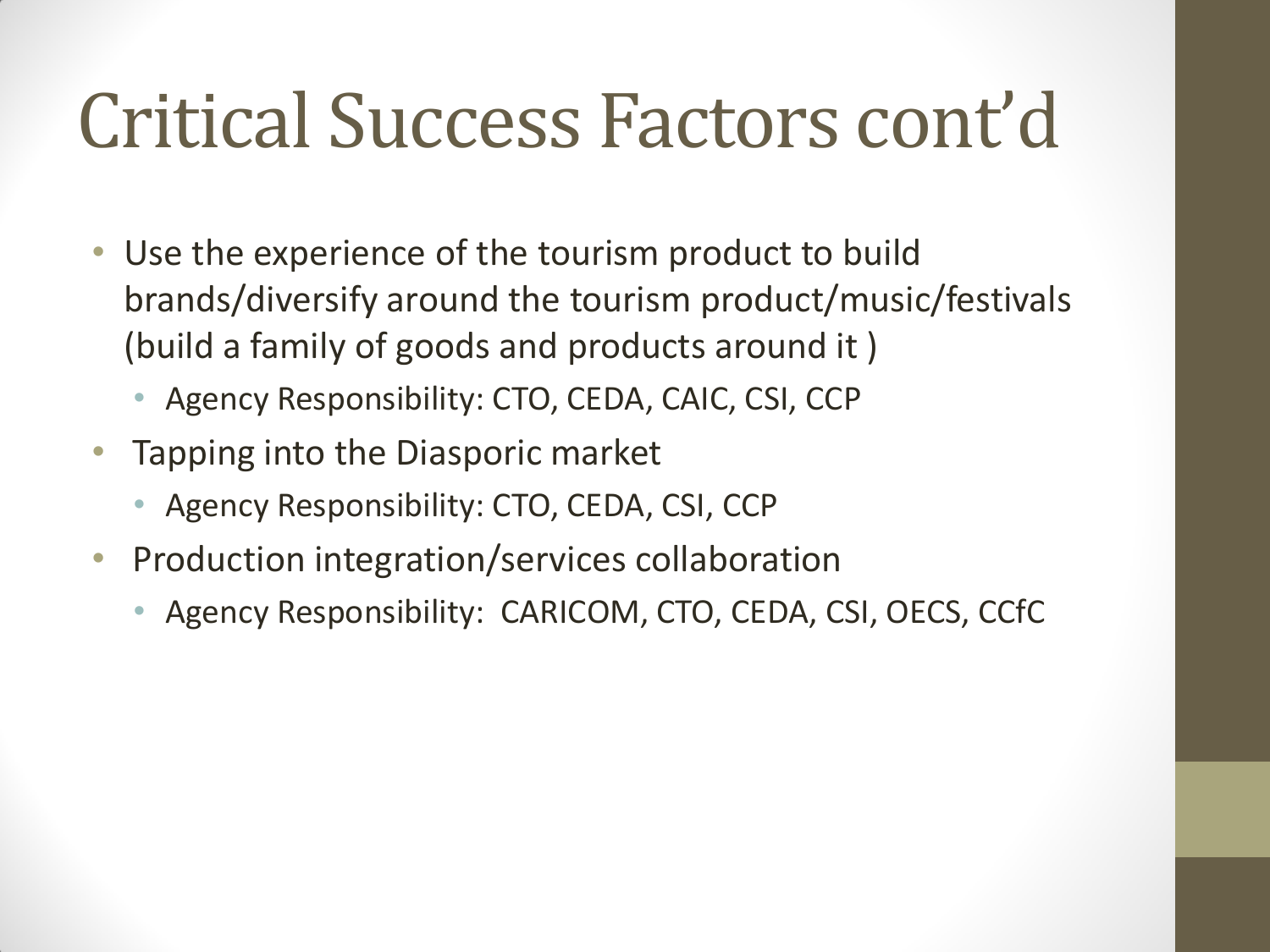# Critical Success Factors cont'd

- Use the experience of the tourism product to build brands/diversify around the tourism product/music/festivals (build a family of goods and products around it )
  - Agency Responsibility: CTO, CEDA, CAIC, CSI, CCP
- Tapping into the Diasporic market
  - Agency Responsibility: CTO, CEDA, CSI, CCP
- Production integration/services collaboration
  - Agency Responsibility: CARICOM, CTO, CEDA, CSI, OECS, CCfC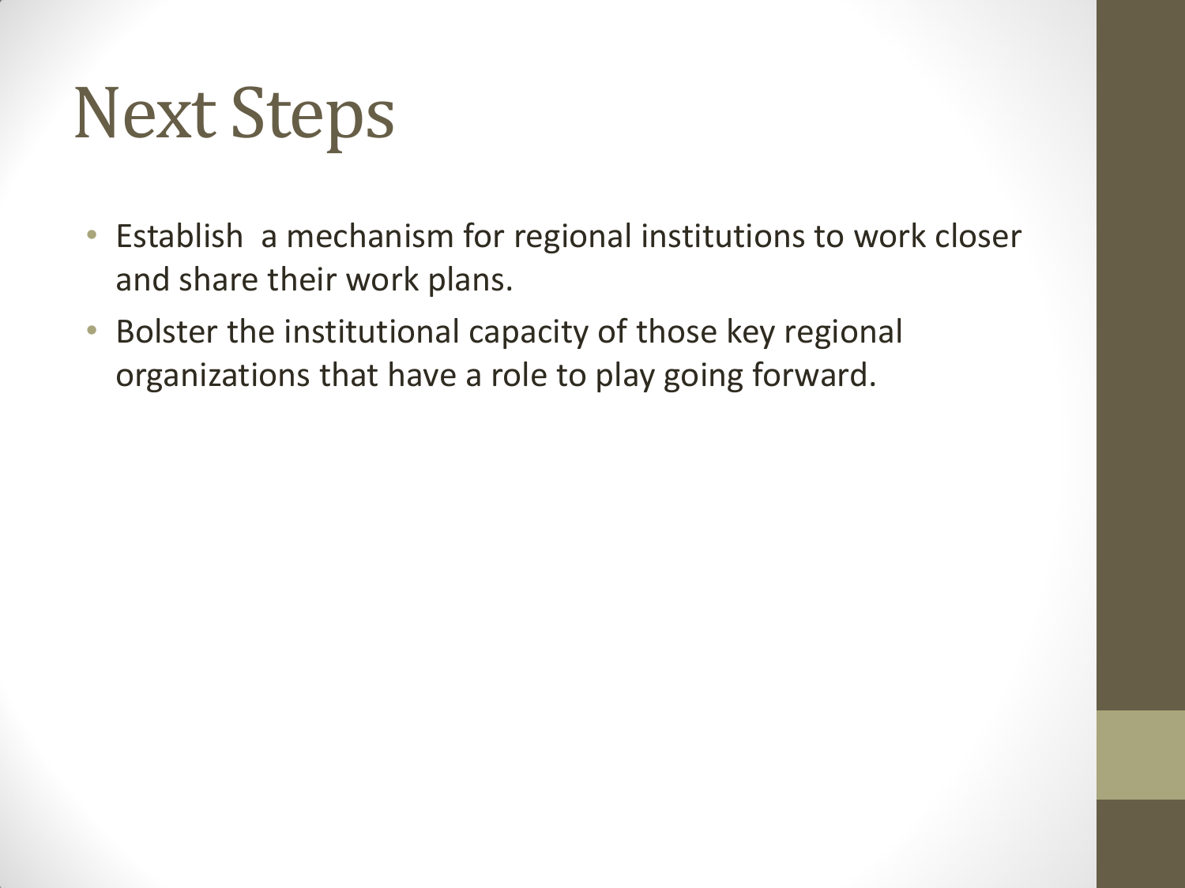# Next Steps

- Establish  a mechanism for regional institutions to work closer and share their work plans.
- Bolster the institutional capacity of those key regional organizations that have a role to play going forward.